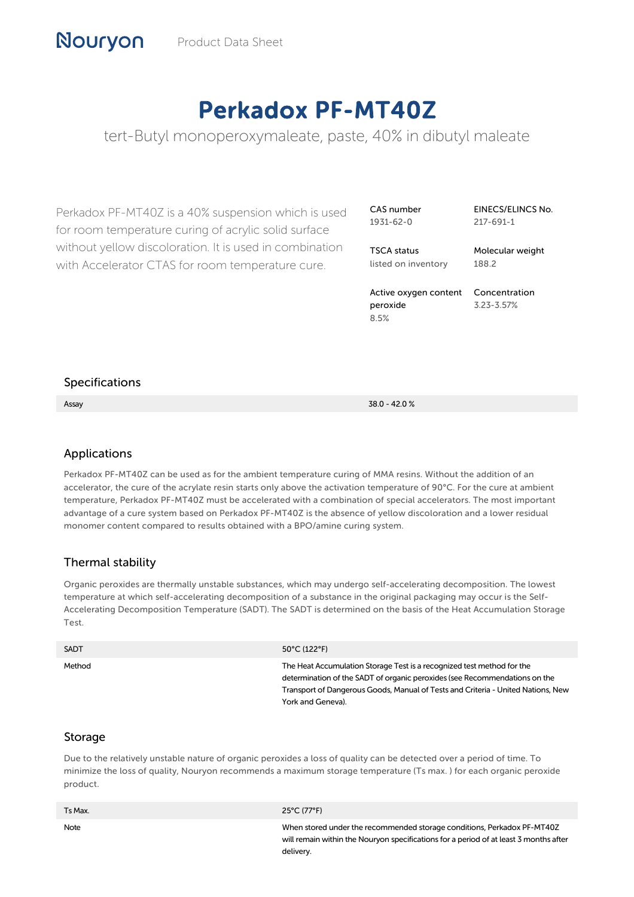Nouryon Product Data Sheet

# Perkadox PF-MT40Z

tert-Butyl monoperoxymaleate, paste, 40% in dibutyl maleate

Perkadox PF-MT40Z is a 40% suspension which is used for room temperature curing of acrylic solid surface without yellow discoloration. It is used in combination with Accelerator CTAS for room temperature cure.

| | |
|---|---|
| **CAS number** 1931-62-0 | **EINECS/ELINCS No.** 217-691-1 |
| **TSCA status** listed on inventory | **Molecular weight** 188.2 |
| **Active oxygen content peroxide** 8.5% | **Concentration** 3.23-3.57% |

## Specifications

| | |
|---|---|
| Assay | 38.0 - 42.0 % |

## Applications

Perkadox PF-MT40Z can be used as for the ambient temperature curing of MMA resins. Without the addition of an accelerator, the cure of the acrylate resin starts only above the activation temperature of 90°C. For the cure at ambient temperature, Perkadox PF-MT40Z must be accelerated with a combination of special accelerators. The most important advantage of a cure system based on Perkadox PF-MT40Z is the absence of yellow discoloration and a lower residual monomer content compared to results obtained with a BPO/amine curing system.

## Thermal stability

Organic peroxides are thermally unstable substances, which may undergo self-accelerating decomposition. The lowest temperature at which self-accelerating decomposition of a substance in the original packaging may occur is the Self-Accelerating Decomposition Temperature (SADT). The SADT is determined on the basis of the Heat Accumulation Storage Test.

| | |
|---|---|
| SADT | 50°C (122°F) |
| Method | The Heat Accumulation Storage Test is a recognized test method for the determination of the SADT of organic peroxides (see Recommendations on the Transport of Dangerous Goods, Manual of Tests and Criteria - United Nations, New York and Geneva). |

## Storage

Due to the relatively unstable nature of organic peroxides a loss of quality can be detected over a period of time. To minimize the loss of quality, Nouryon recommends a maximum storage temperature (Ts max. ) for each organic peroxide product.

| | |
|---|---|
| Ts Max. | 25°C (77°F) |
| Note | When stored under the recommended storage conditions, Perkadox PF-MT40Z will remain within the Nouryon specifications for a period of at least 3 months after delivery. |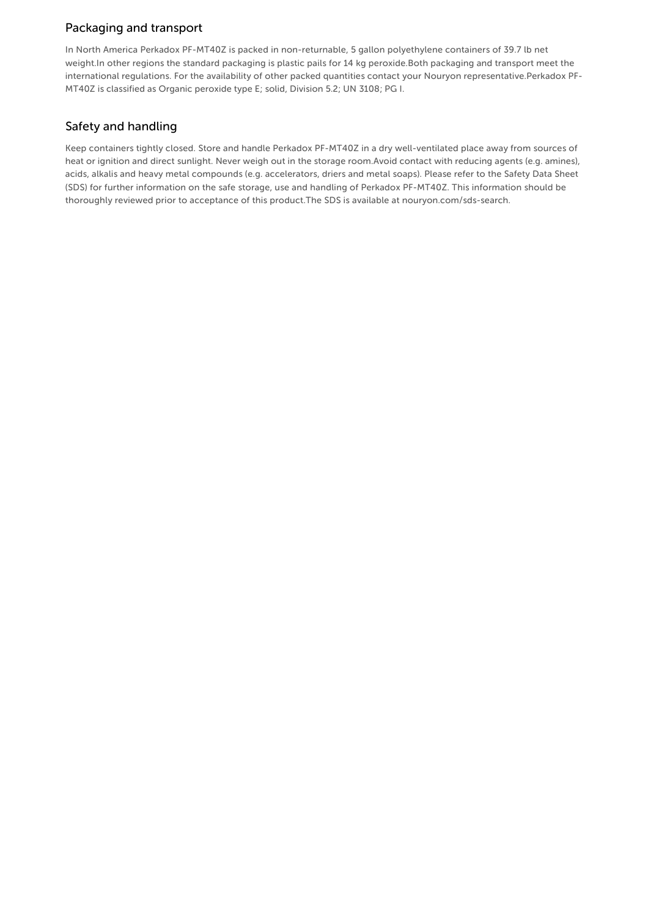## Packaging and transport

In North America Perkadox PF-MT40Z is packed in non-returnable, 5 gallon polyethylene containers of 39.7 lb net weight.In other regions the standard packaging is plastic pails for 14 kg peroxide.Both packaging and transport meet the international regulations. For the availability of other packed quantities contact your Nouryon representative.Perkadox PF-MT40Z is classified as Organic peroxide type E; solid, Division 5.2; UN 3108; PG I.

## Safety and handling

Keep containers tightly closed. Store and handle Perkadox PF-MT40Z in a dry well-ventilated place away from sources of heat or ignition and direct sunlight. Never weigh out in the storage room.Avoid contact with reducing agents (e.g. amines), acids, alkalis and heavy metal compounds (e.g. accelerators, driers and metal soaps). Please refer to the Safety Data Sheet (SDS) for further information on the safe storage, use and handling of Perkadox PF-MT40Z. This information should be thoroughly reviewed prior to acceptance of this product.The SDS is available at nouryon.com/sds-search.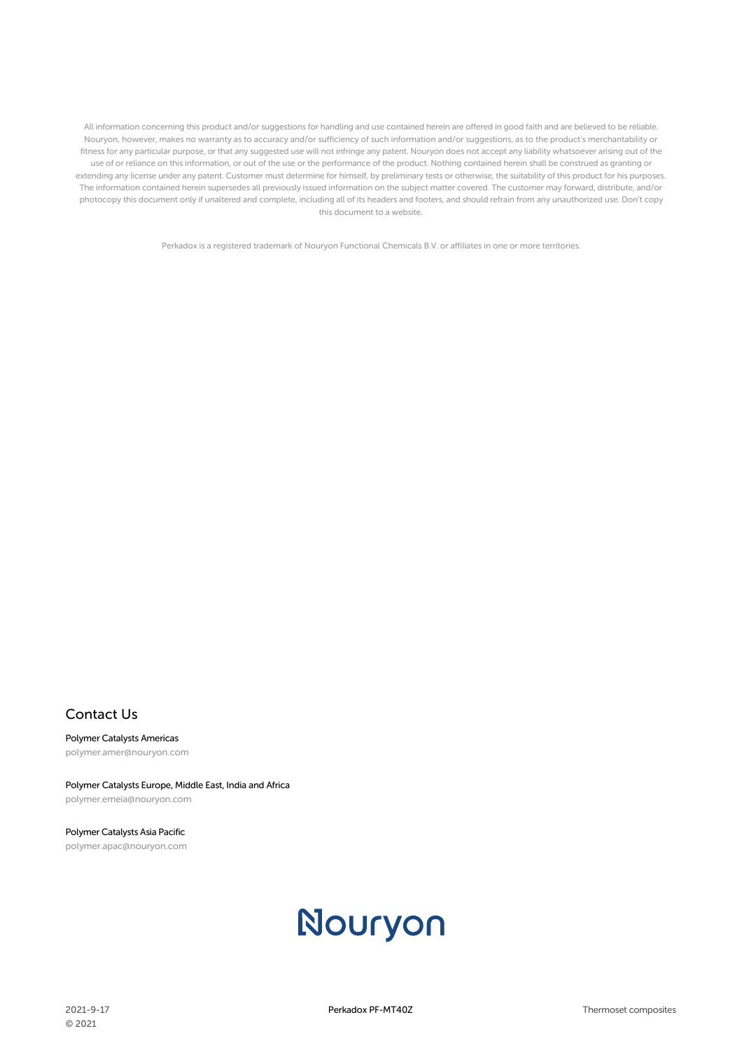All information concerning this product and/or suggestions for handling and use contained herein are offered in good faith and are believed to be reliable. Nouryon, however, makes no warranty as to accuracy and/or sufficiency of such information and/or suggestions, as to the product's merchantability or fitness for any particular purpose, or that any suggested use will not infringe any patent. Nouryon does not accept any liability whatsoever arising out of the use of or reliance on this information, or out of the use or the performance of the product. Nothing contained herein shall be construed as granting or extending any license under any patent. Customer must determine for himself, by preliminary tests or otherwise, the suitability of this product for his purposes. The information contained herein supersedes all previously issued information on the subject matter covered. The customer may forward, distribute, and/or photocopy this document only if unaltered and complete, including all of its headers and footers, and should refrain from any unauthorized use. Don't copy this document to a website.

Perkadox is a registered trademark of Nouryon Functional Chemicals B.V. or affiliates in one or more territories.

## Contact Us

Polymer Catalysts Americas
polymer.amer@nouryon.com

Polymer Catalysts Europe, Middle East, India and Africa
polymer.emeia@nouryon.com

Polymer Catalysts Asia Pacific
polymer.apac@nouryon.com

Nouryon

2021-9-17
© 2021